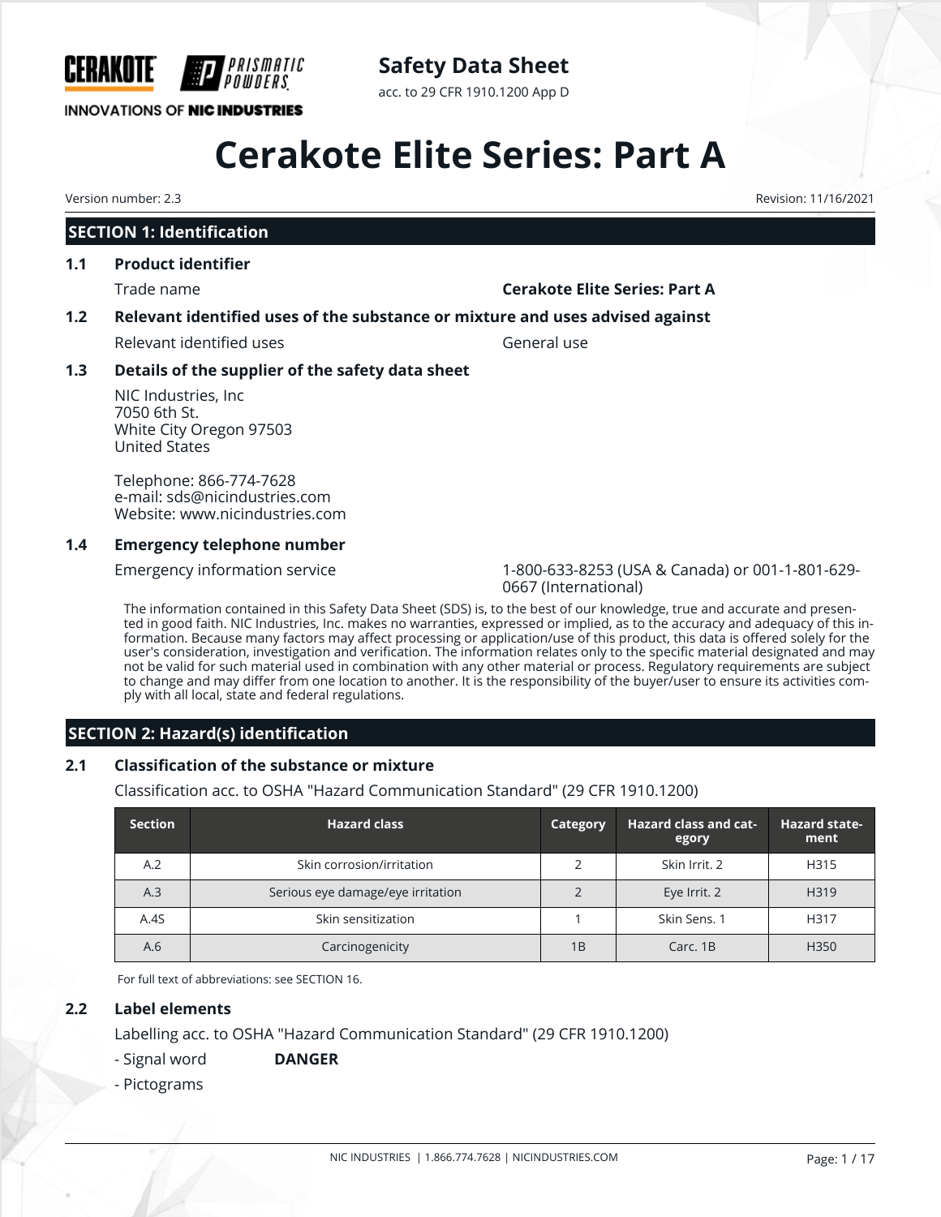CERAKOTE PRISMATIC POWDERS

INNOVATIONS OF NIC INDUSTRIES

## Safety Data Sheet

acc. to 29 CFR 1910.1200 App D

# Cerakote Elite Series: Part A

Version number: 2.3

Revision: 11/16/2021

## SECTION 1: Identification

### 1.1 Product identifier

Trade name **Cerakote Elite Series: Part A**

### 1.2 Relevant identified uses of the substance or mixture and uses advised against

Relevant identified uses General use

### 1.3 Details of the supplier of the safety data sheet

NIC Industries, Inc
7050 6th St.
White City Oregon 97503
United States

Telephone: 866-774-7628
e-mail: sds@nicindustries.com
Website: www.nicindustries.com

### 1.4 Emergency telephone number

Emergency information service 1-800-633-8253 (USA & Canada) or 001-1-801-629-0667 (International)

The information contained in this Safety Data Sheet (SDS) is, to the best of our knowledge, true and accurate and presented in good faith. NIC Industries, Inc. makes no warranties, expressed or implied, as to the accuracy and adequacy of this information. Because many factors may affect processing or application/use of this product, this data is offered solely for the user's consideration, investigation and verification. The information relates only to the specific material designated and may not be valid for such material used in combination with any other material or process. Regulatory requirements are subject to change and may differ from one location to another. It is the responsibility of the buyer/user to ensure its activities comply with all local, state and federal regulations.

## SECTION 2: Hazard(s) identification

### 2.1 Classification of the substance or mixture

Classification acc. to OSHA "Hazard Communication Standard" (29 CFR 1910.1200)

| Section | Hazard class | Category | Hazard class and category | Hazard statement |
|---|---|---|---|---|
| A.2 | Skin corrosion/irritation | 2 | Skin Irrit. 2 | H315 |
| A.3 | Serious eye damage/eye irritation | 2 | Eye Irrit. 2 | H319 |
| A.4S | Skin sensitization | 1 | Skin Sens. 1 | H317 |
| A.6 | Carcinogenicity | 1B | Carc. 1B | H350 |

For full text of abbreviations: see SECTION 16.

### 2.2 Label elements

Labelling acc. to OSHA "Hazard Communication Standard" (29 CFR 1910.1200)

- Signal word **DANGER**
- Pictograms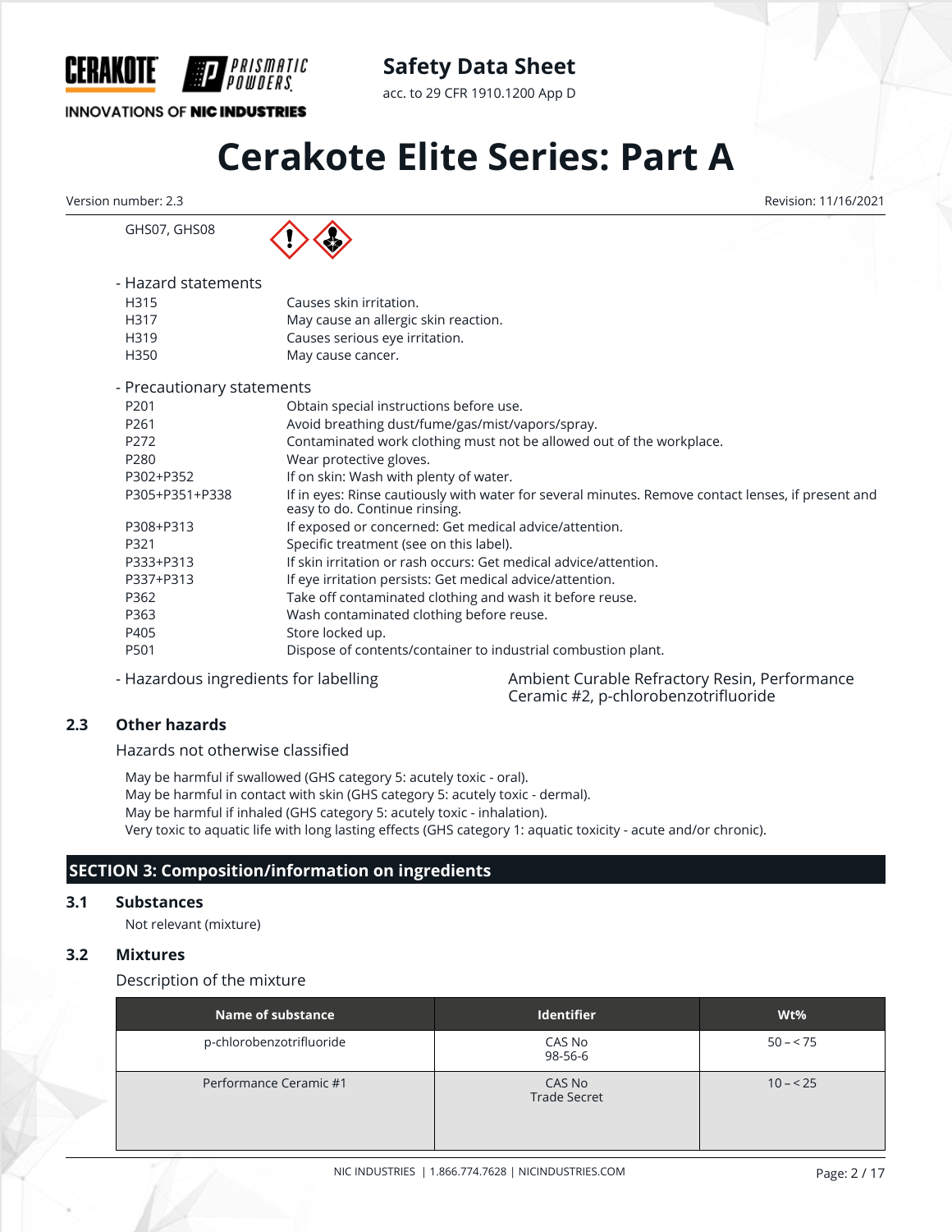GHS07, GHS08

- Hazard statements

| | |
|---|---|
| H315 | Causes skin irritation. |
| H317 | May cause an allergic skin reaction. |
| H319 | Causes serious eye irritation. |
| H350 | May cause cancer. |

- Precautionary statements

| | |
|---|---|
| P201 | Obtain special instructions before use. |
| P261 | Avoid breathing dust/fume/gas/mist/vapors/spray. |
| P272 | Contaminated work clothing must not be allowed out of the workplace. |
| P280 | Wear protective gloves. |
| P302+P352 | If on skin: Wash with plenty of water. |
| P305+P351+P338 | If in eyes: Rinse cautiously with water for several minutes. Remove contact lenses, if present and easy to do. Continue rinsing. |
| P308+P313 | If exposed or concerned: Get medical advice/attention. |
| P321 | Specific treatment (see on this label). |
| P333+P313 | If skin irritation or rash occurs: Get medical advice/attention. |
| P337+P313 | If eye irritation persists: Get medical advice/attention. |
| P362 | Take off contaminated clothing and wash it before reuse. |
| P363 | Wash contaminated clothing before reuse. |
| P405 | Store locked up. |
| P501 | Dispose of contents/container to industrial combustion plant. |

- Hazardous ingredients for labelling: Ambient Curable Refractory Resin, Performance Ceramic #2, p-chlorobenzotrifluoride

### 2.3 Other hazards

Hazards not otherwise classified

May be harmful if swallowed (GHS category 5: acutely toxic - oral).
May be harmful in contact with skin (GHS category 5: acutely toxic - dermal).
May be harmful if inhaled (GHS category 5: acutely toxic - inhalation).
Very toxic to aquatic life with long lasting effects (GHS category 1: aquatic toxicity - acute and/or chronic).

## SECTION 3: Composition/information on ingredients

### 3.1 Substances

Not relevant (mixture)

### 3.2 Mixtures

Description of the mixture

| Name of substance | Identifier | Wt% |
|---|---|---|
| p-chlorobenzotrifluoride | CAS No 98-56-6 | 50 – < 75 |
| Performance Ceramic #1 | CAS No Trade Secret | 10 – < 25 |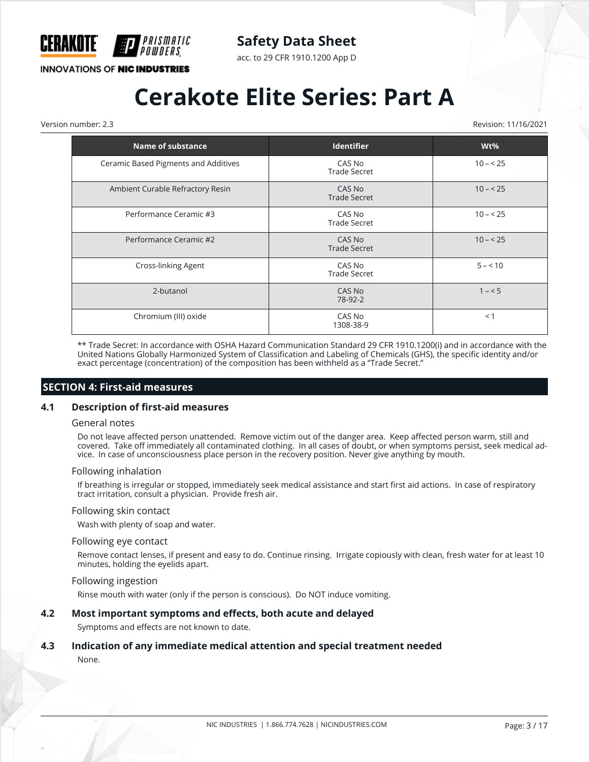| Name of substance | Identifier | Wt% |
|---|---|---|
| Ceramic Based Pigments and Additives | CAS No Trade Secret | 10 – < 25 |
| Ambient Curable Refractory Resin | CAS No Trade Secret | 10 – < 25 |
| Performance Ceramic #3 | CAS No Trade Secret | 10 – < 25 |
| Performance Ceramic #2 | CAS No Trade Secret | 10 – < 25 |
| Cross-linking Agent | CAS No Trade Secret | 5 – < 10 |
| 2-butanol | CAS No 78-92-2 | 1 – < 5 |
| Chromium (III) oxide | CAS No 1308-38-9 | < 1 |

** Trade Secret: In accordance with OSHA Hazard Communication Standard 29 CFR 1910.1200(i) and in accordance with the United Nations Globally Harmonized System of Classification and Labeling of Chemicals (GHS), the specific identity and/or exact percentage (concentration) of the composition has been withheld as a “Trade Secret.”

## SECTION 4: First-aid measures

### 4.1 Description of first-aid measures

General notes

Do not leave affected person unattended. Remove victim out of the danger area. Keep affected person warm, still and covered. Take off immediately all contaminated clothing. In all cases of doubt, or when symptoms persist, seek medical advice. In case of unconsciousness place person in the recovery position. Never give anything by mouth.

Following inhalation

If breathing is irregular or stopped, immediately seek medical assistance and start first aid actions. In case of respiratory tract irritation, consult a physician. Provide fresh air.

Following skin contact

Wash with plenty of soap and water.

Following eye contact

Remove contact lenses, if present and easy to do. Continue rinsing. Irrigate copiously with clean, fresh water for at least 10 minutes, holding the eyelids apart.

Following ingestion

Rinse mouth with water (only if the person is conscious). Do NOT induce vomiting.

### 4.2 Most important symptoms and effects, both acute and delayed

Symptoms and effects are not known to date.

### 4.3 Indication of any immediate medical attention and special treatment needed

None.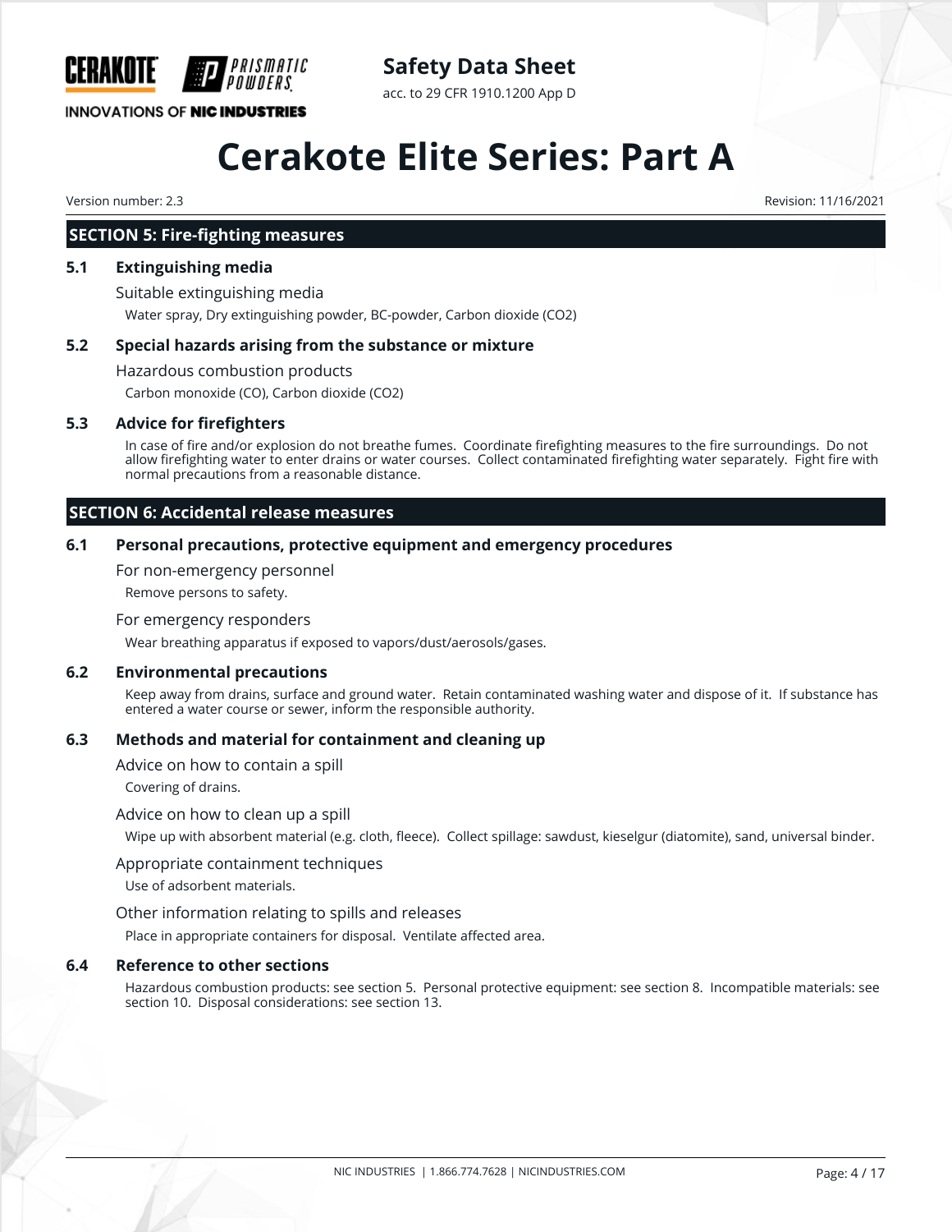## SECTION 5: Fire-fighting measures

### 5.1 Extinguishing media

Suitable extinguishing media

Water spray, Dry extinguishing powder, BC-powder, Carbon dioxide ($CO_2$)

### 5.2 Special hazards arising from the substance or mixture

Hazardous combustion products

Carbon monoxide (CO), Carbon dioxide ($CO_2$)

### 5.3 Advice for firefighters

In case of fire and/or explosion do not breathe fumes. Coordinate firefighting measures to the fire surroundings. Do not allow firefighting water to enter drains or water courses. Collect contaminated firefighting water separately. Fight fire with normal precautions from a reasonable distance.

## SECTION 6: Accidental release measures

### 6.1 Personal precautions, protective equipment and emergency procedures

For non-emergency personnel

Remove persons to safety.

For emergency responders

Wear breathing apparatus if exposed to vapors/dust/aerosols/gases.

### 6.2 Environmental precautions

Keep away from drains, surface and ground water. Retain contaminated washing water and dispose of it. If substance has entered a water course or sewer, inform the responsible authority.

### 6.3 Methods and material for containment and cleaning up

Advice on how to contain a spill

Covering of drains.

Advice on how to clean up a spill

Wipe up with absorbent material (e.g. cloth, fleece). Collect spillage: sawdust, kieselgur (diatomite), sand, universal binder.

Appropriate containment techniques

Use of adsorbent materials.

Other information relating to spills and releases

Place in appropriate containers for disposal. Ventilate affected area.

### 6.4 Reference to other sections

Hazardous combustion products: see section 5. Personal protective equipment: see section 8. Incompatible materials: see section 10. Disposal considerations: see section 13.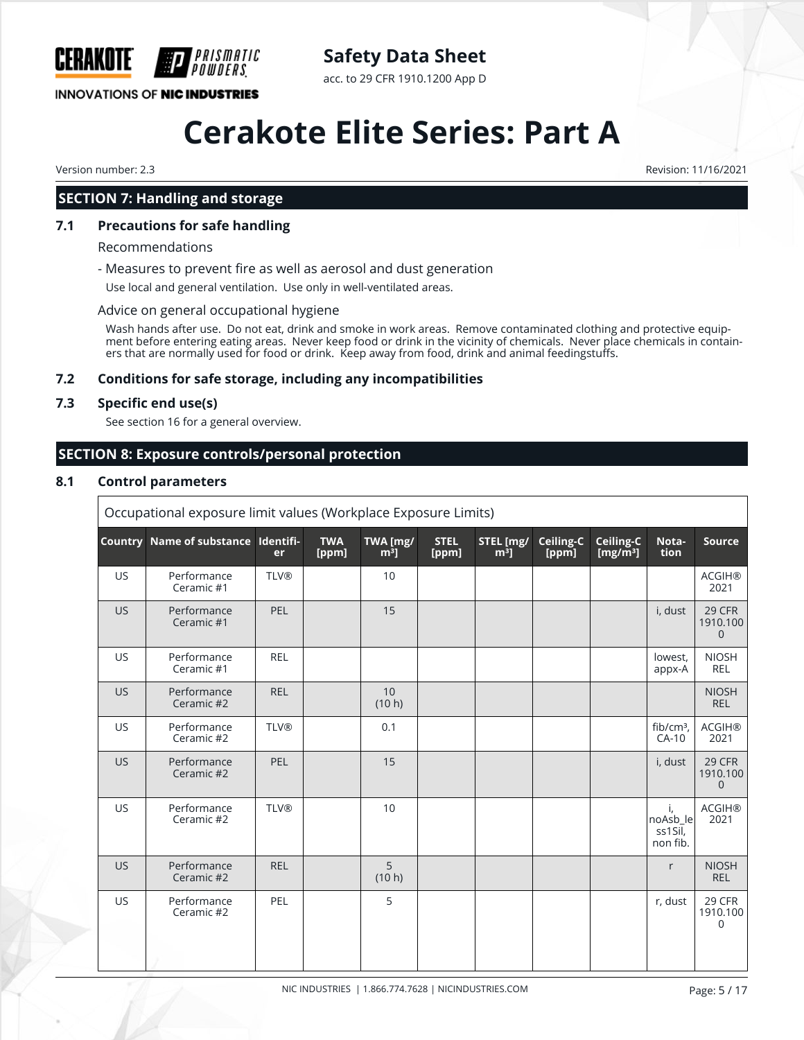## SECTION 7: Handling and storage

### 7.1 Precautions for safe handling

Recommendations

- Measures to prevent fire as well as aerosol and dust generation

Use local and general ventilation. Use only in well-ventilated areas.

Advice on general occupational hygiene

Wash hands after use. Do not eat, drink and smoke in work areas. Remove contaminated clothing and protective equipment before entering eating areas. Never keep food or drink in the vicinity of chemicals. Never place chemicals in containers that are normally used for food or drink. Keep away from food, drink and animal feedingstuffs.

### 7.2 Conditions for safe storage, including any incompatibilities

### 7.3 Specific end use(s)

See section 16 for a general overview.

## SECTION 8: Exposure controls/personal protection

### 8.1 Control parameters

Occupational exposure limit values (Workplace Exposure Limits)

| Country | Name of substance | Identifier | TWA [ppm] | TWA [mg/m³] | STEL [ppm] | STEL [mg/m³] | Ceiling-C [ppm] | Ceiling-C [mg/m³] | Notation | Source |
|---|---|---|---|---|---|---|---|---|---|---|
| US | Performance Ceramic #1 | TLV® | | 10 | | | | | | ACGIH® 2021 |
| US | Performance Ceramic #1 | PEL | | 15 | | | | | i, dust | 29 CFR 1910.1000 |
| US | Performance Ceramic #1 | REL | | | | | | | lowest, appx-A | NIOSH REL |
| US | Performance Ceramic #2 | REL | | 10 (10 h) | | | | | | NIOSH REL |
| US | Performance Ceramic #2 | TLV® | | 0.1 | | | | | fib/cm³, CA-10 | ACGIH® 2021 |
| US | Performance Ceramic #2 | PEL | | 15 | | | | | i, dust | 29 CFR 1910.1000 |
| US | Performance Ceramic #2 | TLV® | | 10 | | | | | i, noAsb_less1Sil, non fib. | ACGIH® 2021 |
| US | Performance Ceramic #2 | REL | | 5 (10 h) | | | | | r | NIOSH REL |
| US | Performance Ceramic #2 | PEL | | 5 | | | | | r, dust | 29 CFR 1910.1000 |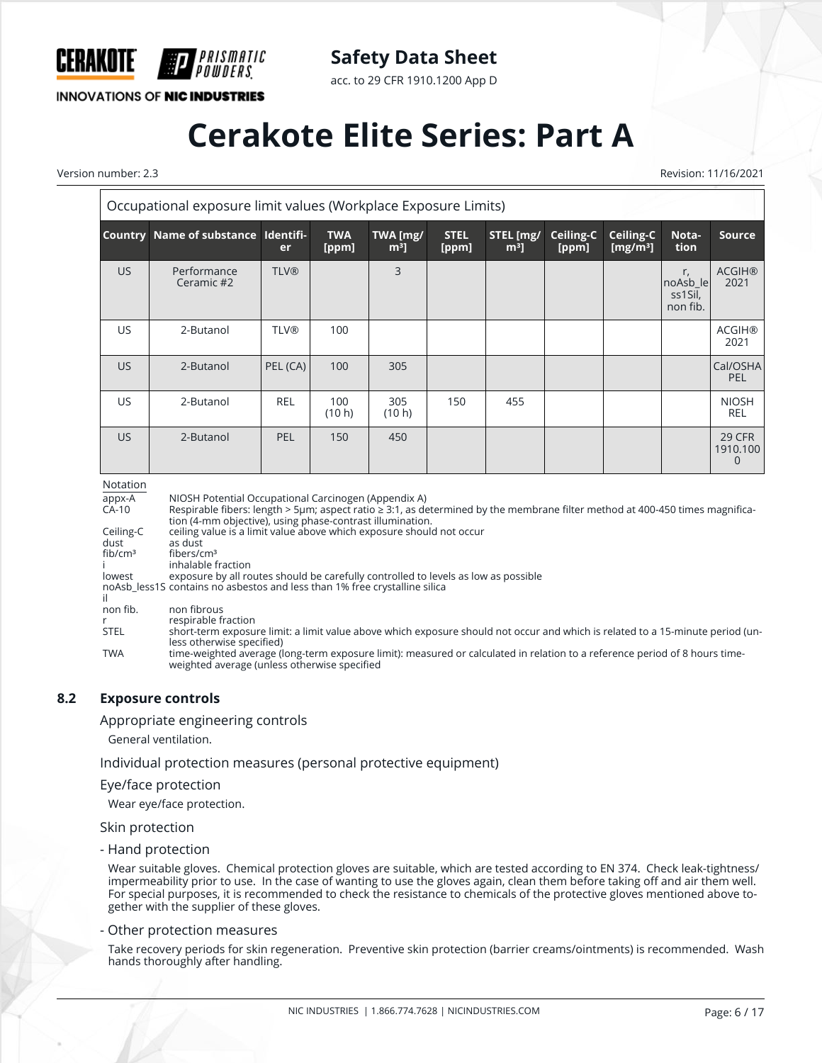Occupational exposure limit values (Workplace Exposure Limits)

| Country | Name of substance | Identifier | TWA [ppm] | TWA [mg/m³] | STEL [ppm] | STEL [mg/m³] | Ceiling-C [ppm] | Ceiling-C [mg/m³] | Notation | Source |
|---|---|---|---|---|---|---|---|---|---|---|
| US | Performance Ceramic #2 | TLV® | | 3 | | | | | r, noAsb_less1Sil, non fib. | ACGIH® 2021 |
| US | 2-Butanol | TLV® | 100 | | | | | | | ACGIH® 2021 |
| US | 2-Butanol | PEL (CA) | 100 | 305 | | | | | | Cal/OSHA PEL |
| US | 2-Butanol | REL | 100 (10 h) | 305 (10 h) | 150 | 455 | | | | NIOSH REL |
| US | 2-Butanol | PEL | 150 | 450 | | | | | | 29 CFR 1910.1000 |

Notation

- appx-A — NIOSH Potential Occupational Carcinogen (Appendix A)
- CA-10 — Respirable fibers: length > 5µm; aspect ratio ≥ 3:1, as determined by the membrane filter method at 400-450 times magnification (4-mm objective), using phase-contrast illumination.
- Ceiling-C — ceiling value is a limit value above which exposure should not occur
- dust — as dust
- fib/cm³ — fibers/cm³
- i — inhalable fraction
- lowest — exposure by all routes should be carefully controlled to levels as low as possible
- noAsb_less1Sil — contains no asbestos and less than 1% free crystalline silica
- non fib. — non fibrous
- r — respirable fraction
- STEL — short-term exposure limit: a limit value above which exposure should not occur and which is related to a 15-minute period (unless otherwise specified)
- TWA — time-weighted average (long-term exposure limit): measured or calculated in relation to a reference period of 8 hours time-weighted average (unless otherwise specified

## 8.2 Exposure controls

Appropriate engineering controls

General ventilation.

Individual protection measures (personal protective equipment)

Eye/face protection

Wear eye/face protection.

Skin protection

- Hand protection

Wear suitable gloves. Chemical protection gloves are suitable, which are tested according to EN 374. Check leak-tightness/impermeability prior to use. In the case of wanting to use the gloves again, clean them before taking off and air them well. For special purposes, it is recommended to check the resistance to chemicals of the protective gloves mentioned above together with the supplier of these gloves.

- Other protection measures

Take recovery periods for skin regeneration. Preventive skin protection (barrier creams/ointments) is recommended. Wash hands thoroughly after handling.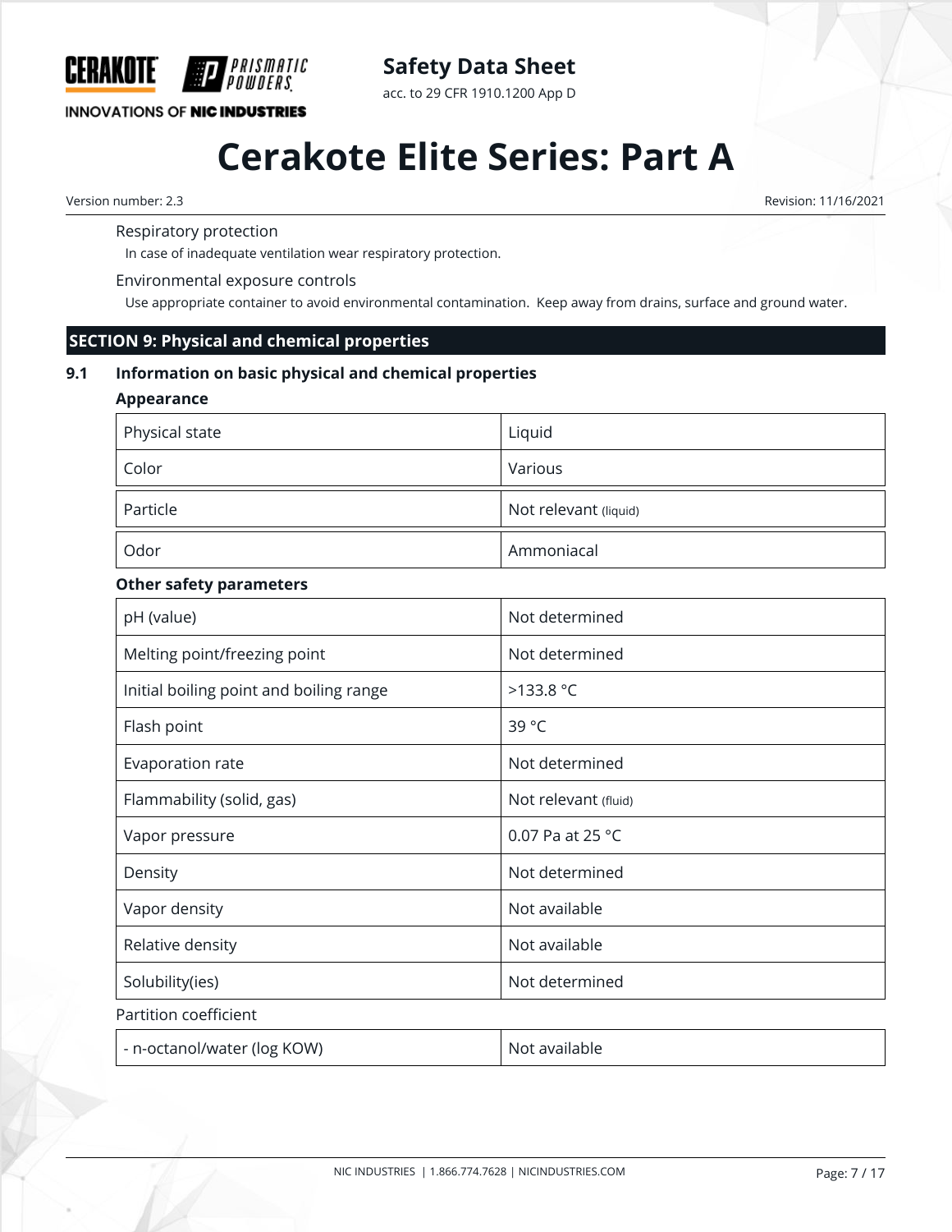Respiratory protection

In case of inadequate ventilation wear respiratory protection.

Environmental exposure controls

Use appropriate container to avoid environmental contamination. Keep away from drains, surface and ground water.

## SECTION 9: Physical and chemical properties

### 9.1 Information on basic physical and chemical properties

**Appearance**

| | |
|---|---|
| Physical state | Liquid |
| Color | Various |
| Particle | Not relevant (liquid) |
| Odor | Ammoniacal |

**Other safety parameters**

| | |
|---|---|
| pH (value) | Not determined |
| Melting point/freezing point | Not determined |
| Initial boiling point and boiling range | >133.8 °C |
| Flash point | 39 °C |
| Evaporation rate | Not determined |
| Flammability (solid, gas) | Not relevant (fluid) |
| Vapor pressure | 0.07 Pa at 25 °C |
| Density | Not determined |
| Vapor density | Not available |
| Relative density | Not available |
| Solubility(ies) | Not determined |

Partition coefficient

| | |
|---|---|
| - n-octanol/water (log KOW) | Not available |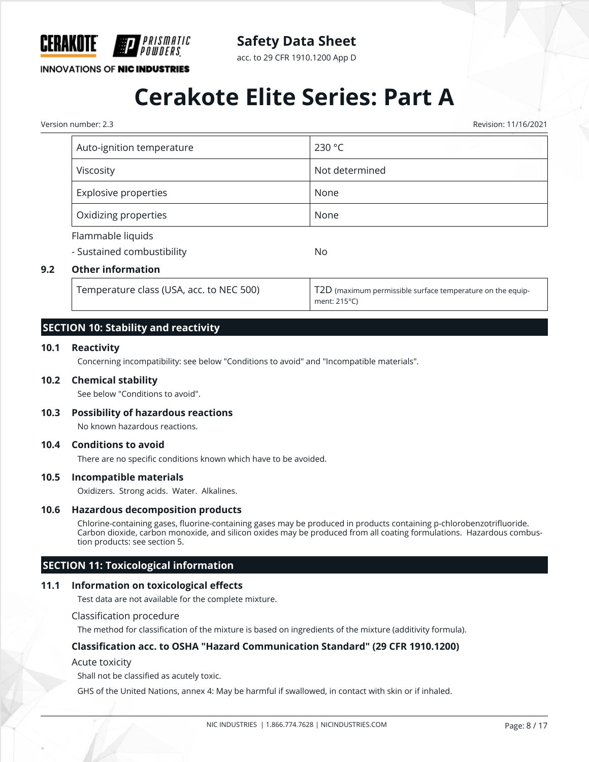| Auto-ignition temperature | 230 °C |
| --- | --- |
| Viscosity | Not determined |
| Explosive properties | None |
| Oxidizing properties | None |

Flammable liquids

- Sustained combustibility — No

### 9.2 Other information

| Temperature class (USA, acc. to NEC 500) | T2D (maximum permissible surface temperature on the equipment: 215°C) |
| --- | --- |

## SECTION 10: Stability and reactivity

### 10.1 Reactivity

Concerning incompatibility: see below "Conditions to avoid" and "Incompatible materials".

### 10.2 Chemical stability

See below "Conditions to avoid".

### 10.3 Possibility of hazardous reactions

No known hazardous reactions.

### 10.4 Conditions to avoid

There are no specific conditions known which have to be avoided.

### 10.5 Incompatible materials

Oxidizers. Strong acids. Water. Alkalines.

### 10.6 Hazardous decomposition products

Chlorine-containing gases, fluorine-containing gases may be produced in products containing p-chlorobenzotrifluoride. Carbon dioxide, carbon monoxide, and silicon oxides may be produced from all coating formulations. Hazardous combustion products: see section 5.

## SECTION 11: Toxicological information

### 11.1 Information on toxicological effects

Test data are not available for the complete mixture.

Classification procedure

The method for classification of the mixture is based on ingredients of the mixture (additivity formula).

**Classification acc. to OSHA "Hazard Communication Standard" (29 CFR 1910.1200)**

Acute toxicity

Shall not be classified as acutely toxic.

GHS of the United Nations, annex 4: May be harmful if swallowed, in contact with skin or if inhaled.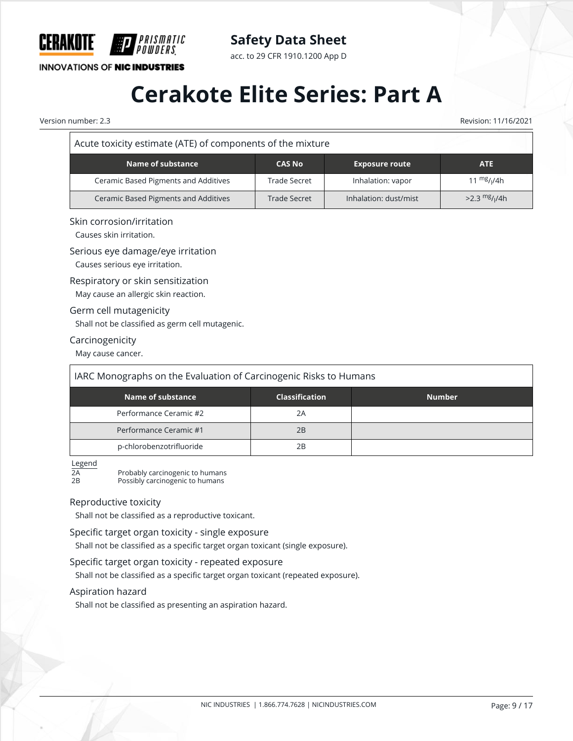| Acute toxicity estimate (ATE) of components of the mixture | | | |
|---|---|---|---|
| **Name of substance** | **CAS No** | **Exposure route** | **ATE** |
| Ceramic Based Pigments and Additives | Trade Secret | Inhalation: vapor | 11 $^{mg}/_{l}$/4h |
| Ceramic Based Pigments and Additives | Trade Secret | Inhalation: dust/mist | >2.3 $^{mg}/_{l}$/4h |

Skin corrosion/irritation

Causes skin irritation.

Serious eye damage/eye irritation

Causes serious eye irritation.

Respiratory or skin sensitization

May cause an allergic skin reaction.

Germ cell mutagenicity

Shall not be classified as germ cell mutagenic.

Carcinogenicity

May cause cancer.

| IARC Monographs on the Evaluation of Carcinogenic Risks to Humans | | |
|---|---|---|
| **Name of substance** | **Classification** | **Number** |
| Performance Ceramic #2 | 2A | |
| Performance Ceramic #1 | 2B | |
| p-chlorobenzotrifluoride | 2B | |

Legend

2A Probably carcinogenic to humans

2B Possibly carcinogenic to humans

Reproductive toxicity

Shall not be classified as a reproductive toxicant.

Specific target organ toxicity - single exposure

Shall not be classified as a specific target organ toxicant (single exposure).

Specific target organ toxicity - repeated exposure

Shall not be classified as a specific target organ toxicant (repeated exposure).

Aspiration hazard

Shall not be classified as presenting an aspiration hazard.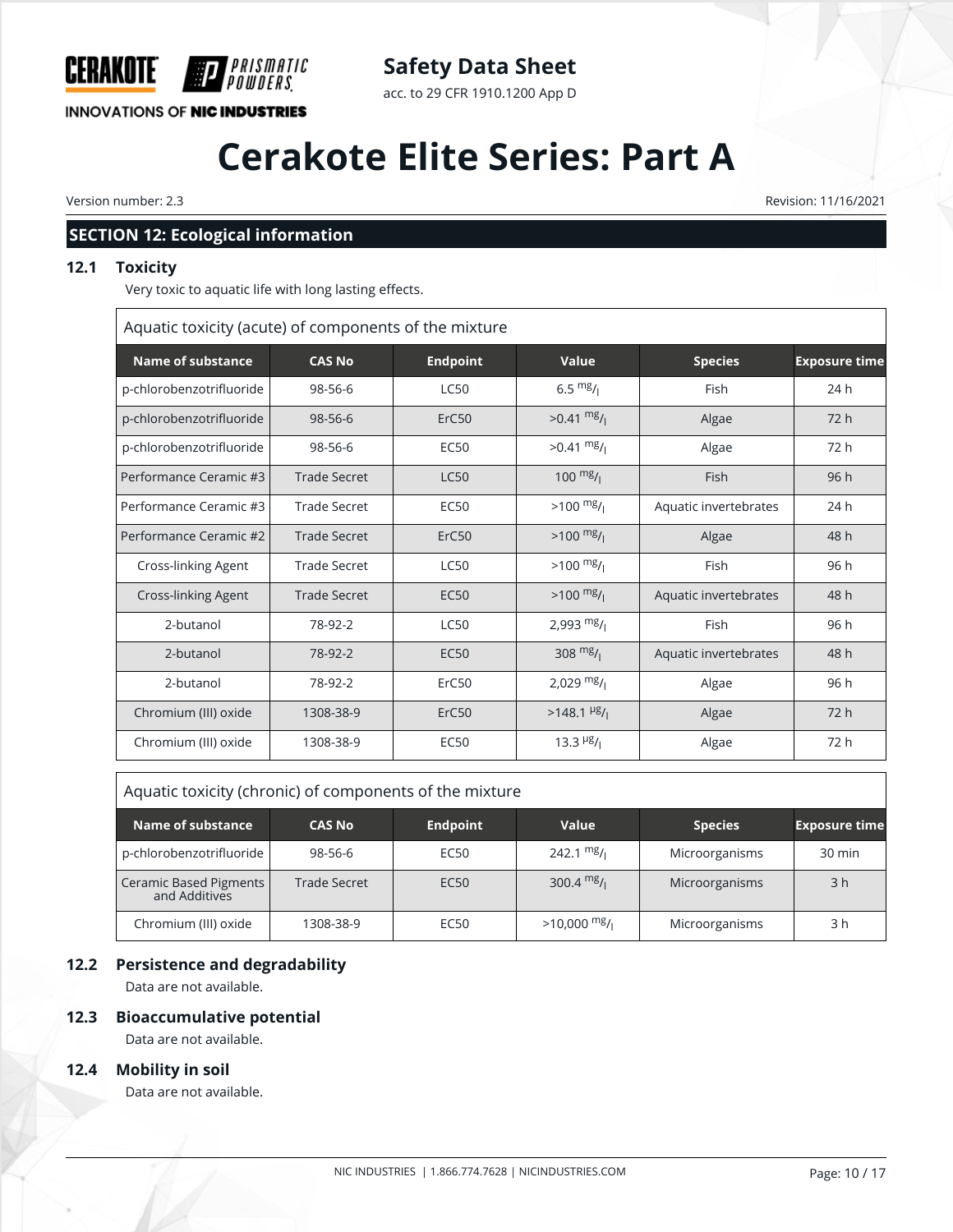## SECTION 12: Ecological information

### 12.1 Toxicity

Very toxic to aquatic life with long lasting effects.

| Aquatic toxicity (acute) of components of the mixture | | | | | |
|---|---|---|---|---|---|
| **Name of substance** | **CAS No** | **Endpoint** | **Value** | **Species** | **Exposure time** |
| p-chlorobenzotrifluoride | 98-56-6 | LC50 | 6.5 mg/l | Fish | 24 h |
| p-chlorobenzotrifluoride | 98-56-6 | ErC50 | >0.41 mg/l | Algae | 72 h |
| p-chlorobenzotrifluoride | 98-56-6 | EC50 | >0.41 mg/l | Algae | 72 h |
| Performance Ceramic #3 | Trade Secret | LC50 | 100 mg/l | Fish | 96 h |
| Performance Ceramic #3 | Trade Secret | EC50 | >100 mg/l | Aquatic invertebrates | 24 h |
| Performance Ceramic #2 | Trade Secret | ErC50 | >100 mg/l | Algae | 48 h |
| Cross-linking Agent | Trade Secret | LC50 | >100 mg/l | Fish | 96 h |
| Cross-linking Agent | Trade Secret | EC50 | >100 mg/l | Aquatic invertebrates | 48 h |
| 2-butanol | 78-92-2 | LC50 | 2,993 mg/l | Fish | 96 h |
| 2-butanol | 78-92-2 | EC50 | 308 mg/l | Aquatic invertebrates | 48 h |
| 2-butanol | 78-92-2 | ErC50 | 2,029 mg/l | Algae | 96 h |
| Chromium (III) oxide | 1308-38-9 | ErC50 | >148.1 µg/l | Algae | 72 h |
| Chromium (III) oxide | 1308-38-9 | EC50 | 13.3 µg/l | Algae | 72 h |

| Aquatic toxicity (chronic) of components of the mixture | | | | | |
|---|---|---|---|---|---|
| **Name of substance** | **CAS No** | **Endpoint** | **Value** | **Species** | **Exposure time** |
| p-chlorobenzotrifluoride | 98-56-6 | EC50 | 242.1 mg/l | Microorganisms | 30 min |
| Ceramic Based Pigments and Additives | Trade Secret | EC50 | 300.4 mg/l | Microorganisms | 3 h |
| Chromium (III) oxide | 1308-38-9 | EC50 | >10,000 mg/l | Microorganisms | 3 h |

### 12.2 Persistence and degradability

Data are not available.

### 12.3 Bioaccumulative potential

Data are not available.

### 12.4 Mobility in soil

Data are not available.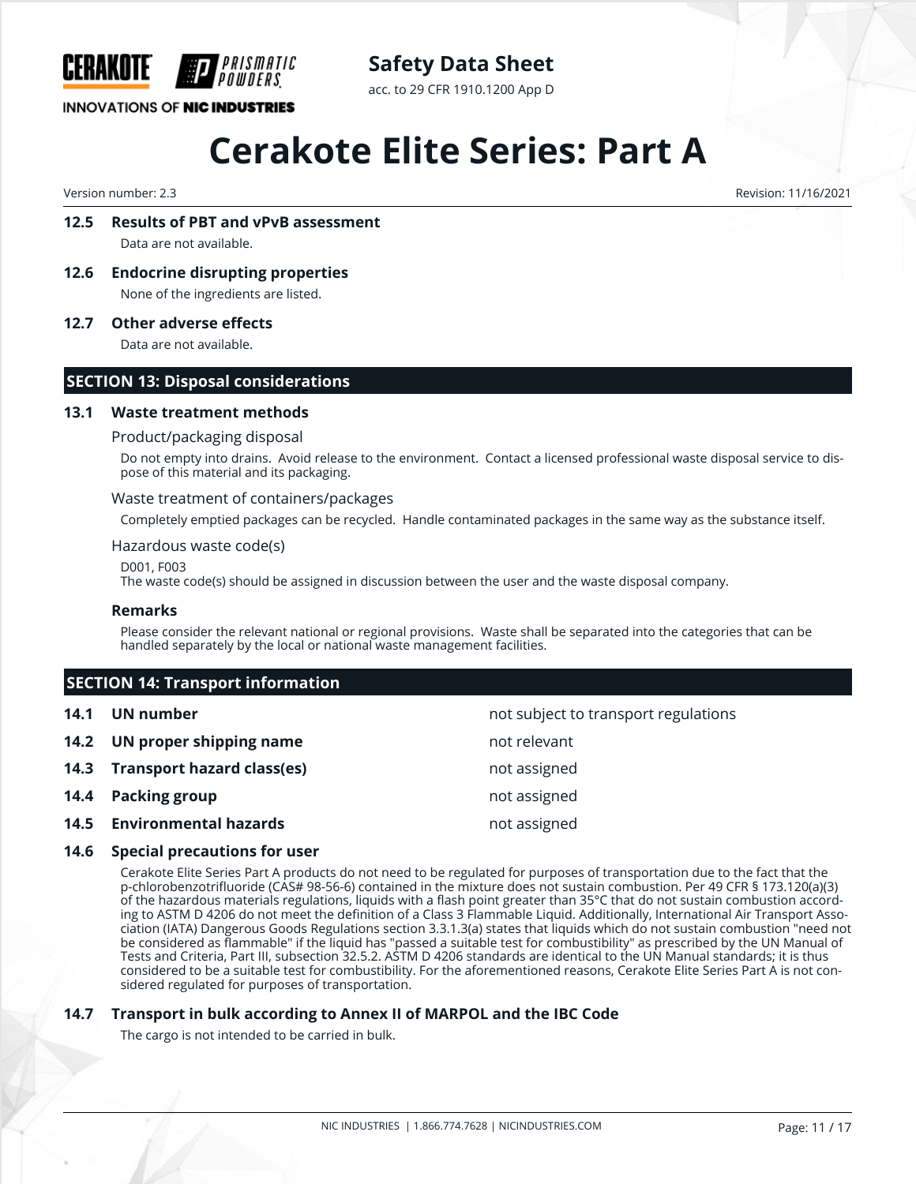### 12.5 Results of PBT and vPvB assessment

Data are not available.

### 12.6 Endocrine disrupting properties

None of the ingredients are listed.

### 12.7 Other adverse effects

Data are not available.

## SECTION 13: Disposal considerations

### 13.1 Waste treatment methods

Product/packaging disposal

Do not empty into drains. Avoid release to the environment. Contact a licensed professional waste disposal service to dispose of this material and its packaging.

Waste treatment of containers/packages

Completely emptied packages can be recycled. Handle contaminated packages in the same way as the substance itself.

Hazardous waste code(s)

D001, F003
The waste code(s) should be assigned in discussion between the user and the waste disposal company.

**Remarks**

Please consider the relevant national or regional provisions. Waste shall be separated into the categories that can be handled separately by the local or national waste management facilities.

## SECTION 14: Transport information

| | | |
|---|---|---|
| **14.1** | **UN number** | not subject to transport regulations |
| **14.2** | **UN proper shipping name** | not relevant |
| **14.3** | **Transport hazard class(es)** | not assigned |
| **14.4** | **Packing group** | not assigned |
| **14.5** | **Environmental hazards** | not assigned |

### 14.6 Special precautions for user

Cerakote Elite Series Part A products do not need to be regulated for purposes of transportation due to the fact that the p-chlorobenzotrifluoride (CAS# 98-56-6) contained in the mixture does not sustain combustion. Per 49 CFR § 173.120(a)(3) of the hazardous materials regulations, liquids with a flash point greater than 35°C that do not sustain combustion according to ASTM D 4206 do not meet the definition of a Class 3 Flammable Liquid. Additionally, International Air Transport Association (IATA) Dangerous Goods Regulations section 3.3.1.3(a) states that liquids which do not sustain combustion "need not be considered as flammable" if the liquid has "passed a suitable test for combustibility" as prescribed by the UN Manual of Tests and Criteria, Part III, subsection 32.5.2. ASTM D 4206 standards are identical to the UN Manual standards; it is thus considered to be a suitable test for combustibility. For the aforementioned reasons, Cerakote Elite Series Part A is not considered regulated for purposes of transportation.

### 14.7 Transport in bulk according to Annex II of MARPOL and the IBC Code

The cargo is not intended to be carried in bulk.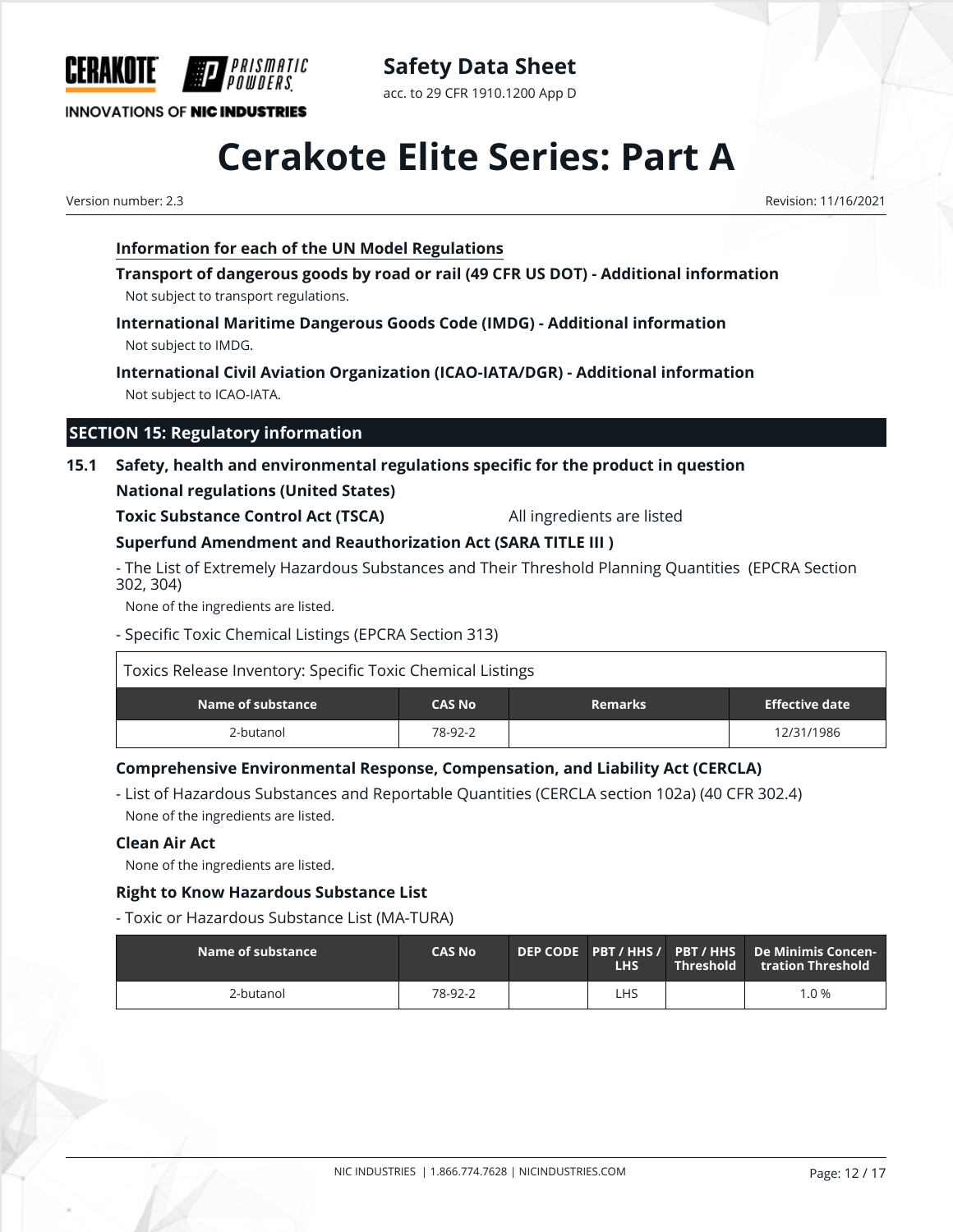### Information for each of the UN Model Regulations

**Transport of dangerous goods by road or rail (49 CFR US DOT) - Additional information**

Not subject to transport regulations.

**International Maritime Dangerous Goods Code (IMDG) - Additional information**

Not subject to IMDG.

**International Civil Aviation Organization (ICAO-IATA/DGR) - Additional information**

Not subject to ICAO-IATA.

## SECTION 15: Regulatory information

### 15.1 Safety, health and environmental regulations specific for the product in question

**National regulations (United States)**

**Toxic Substance Control Act (TSCA)** All ingredients are listed

**Superfund Amendment and Reauthorization Act (SARA TITLE III )**

- The List of Extremely Hazardous Substances and Their Threshold Planning Quantities (EPCRA Section 302, 304)

None of the ingredients are listed.

- Specific Toxic Chemical Listings (EPCRA Section 313)

Toxics Release Inventory: Specific Toxic Chemical Listings

| Name of substance | CAS No | Remarks | Effective date |
|---|---|---|---|
| 2-butanol | 78-92-2 | | 12/31/1986 |

**Comprehensive Environmental Response, Compensation, and Liability Act (CERCLA)**

- List of Hazardous Substances and Reportable Quantities (CERCLA section 102a) (40 CFR 302.4)

None of the ingredients are listed.

**Clean Air Act**

None of the ingredients are listed.

**Right to Know Hazardous Substance List**

- Toxic or Hazardous Substance List (MA-TURA)

| Name of substance | CAS No | DEP CODE | PBT / HHS / LHS | PBT / HHS Threshold | De Minimis Concentration Threshold |
|---|---|---|---|---|---|
| 2-butanol | 78-92-2 | | LHS | | 1.0 % |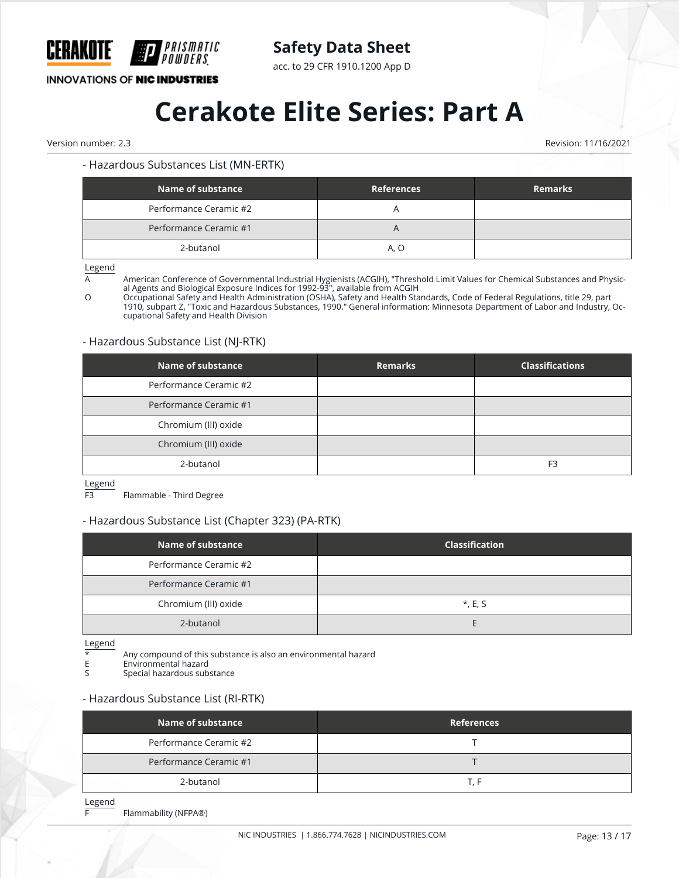- Hazardous Substances List (MN-ERTK)

| Name of substance | References | Remarks |
|---|---|---|
| Performance Ceramic #2 | A | |
| Performance Ceramic #1 | A | |
| 2-butanol | A, O | |

Legend

A American Conference of Governmental Industrial Hygienists (ACGIH), "Threshold Limit Values for Chemical Substances and Physical Agents and Biological Exposure Indices for 1992-93", available from ACGIH

O Occupational Safety and Health Administration (OSHA), Safety and Health Standards, Code of Federal Regulations, title 29, part 1910, subpart Z, "Toxic and Hazardous Substances, 1990." General information: Minnesota Department of Labor and Industry, Occupational Safety and Health Division

- Hazardous Substance List (NJ-RTK)

| Name of substance | Remarks | Classifications |
|---|---|---|
| Performance Ceramic #2 | | |
| Performance Ceramic #1 | | |
| Chromium (III) oxide | | |
| Chromium (III) oxide | | |
| 2-butanol | | F3 |

Legend

F3 Flammable - Third Degree

- Hazardous Substance List (Chapter 323) (PA-RTK)

| Name of substance | Classification |
|---|---|
| Performance Ceramic #2 | |
| Performance Ceramic #1 | |
| Chromium (III) oxide | *, E, S |
| 2-butanol | E |

Legend

* Any compound of this substance is also an environmental hazard
E Environmental hazard
S Special hazardous substance

- Hazardous Substance List (RI-RTK)

| Name of substance | References |
|---|---|
| Performance Ceramic #2 | T |
| Performance Ceramic #1 | T |
| 2-butanol | T, F |

Legend

F Flammability (NFPA®)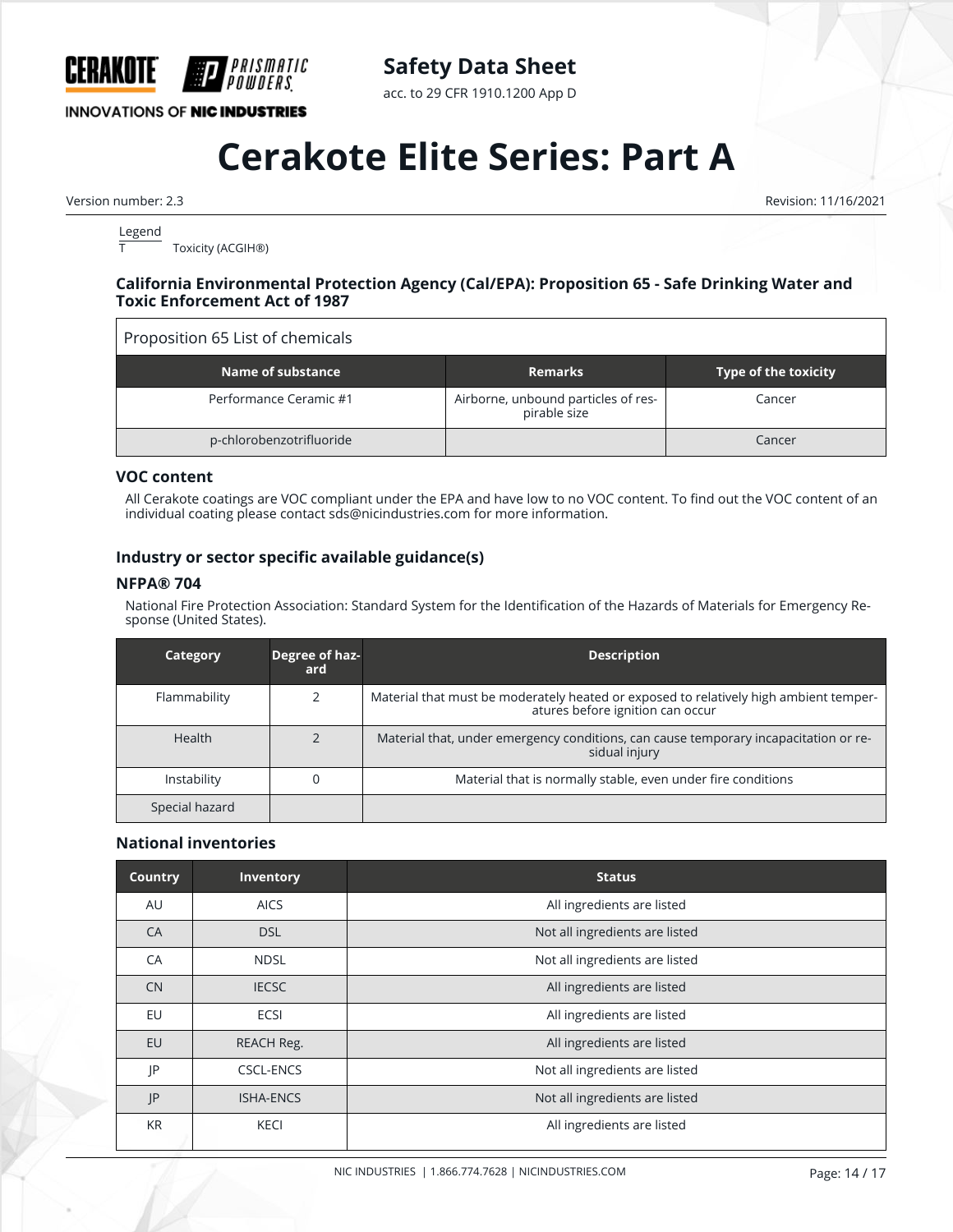Legend

| T | Toxicity (ACGIH®) |
|---|---|

#### California Environmental Protection Agency (Cal/EPA): Proposition 65 - Safe Drinking Water and Toxic Enforcement Act of 1987

| Proposition 65 List of chemicals | | |
|---|---|---|
| **Name of substance** | **Remarks** | **Type of the toxicity** |
| Performance Ceramic #1 | Airborne, unbound particles of respirable size | Cancer |
| p-chlorobenzotrifluoride | | Cancer |

#### VOC content

All Cerakote coatings are VOC compliant under the EPA and have low to no VOC content. To find out the VOC content of an individual coating please contact sds@nicindustries.com for more information.

### Industry or sector specific available guidance(s)

#### NFPA® 704

National Fire Protection Association: Standard System for the Identification of the Hazards of Materials for Emergency Response (United States).

| Category | Degree of hazard | Description |
|---|---|---|
| Flammability | 2 | Material that must be moderately heated or exposed to relatively high ambient temperatures before ignition can occur |
| Health | 2 | Material that, under emergency conditions, can cause temporary incapacitation or residual injury |
| Instability | 0 | Material that is normally stable, even under fire conditions |
| Special hazard | | |

#### National inventories

| Country | Inventory | Status |
|---|---|---|
| AU | AICS | All ingredients are listed |
| CA | DSL | Not all ingredients are listed |
| CA | NDSL | Not all ingredients are listed |
| CN | IECSC | All ingredients are listed |
| EU | ECSI | All ingredients are listed |
| EU | REACH Reg. | All ingredients are listed |
| JP | CSCL-ENCS | Not all ingredients are listed |
| JP | ISHA-ENCS | Not all ingredients are listed |
| KR | KECI | All ingredients are listed |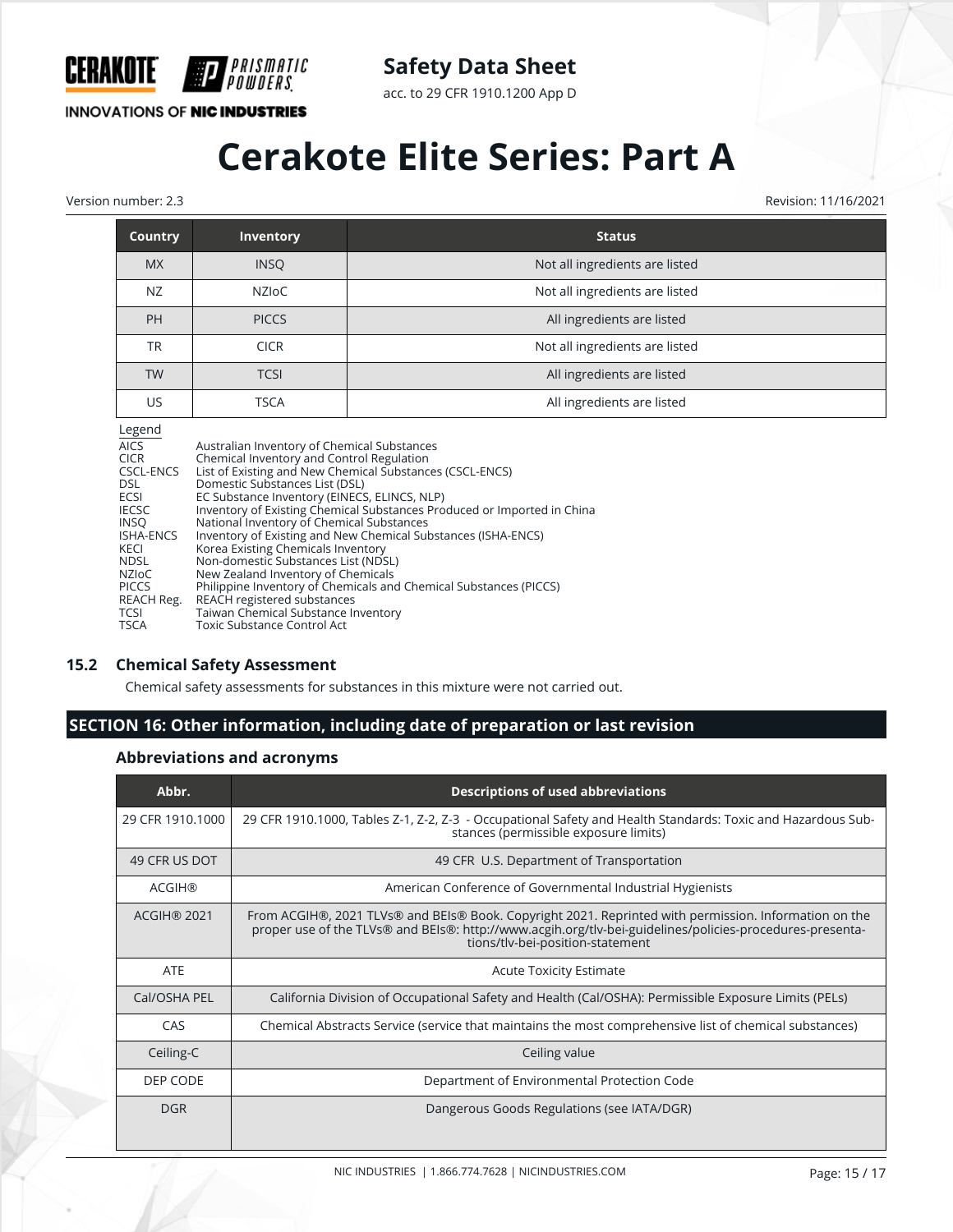| Country | Inventory | Status |
| --- | --- | --- |
| MX | INSQ | Not all ingredients are listed |
| NZ | NZIoC | Not all ingredients are listed |
| PH | PICCS | All ingredients are listed |
| TR | CICR | Not all ingredients are listed |
| TW | TCSI | All ingredients are listed |
| US | TSCA | All ingredients are listed |

Legend

| | |
| --- | --- |
| AICS | Australian Inventory of Chemical Substances |
| CICR | Chemical Inventory and Control Regulation |
| CSCL-ENCS | List of Existing and New Chemical Substances (CSCL-ENCS) |
| DSL | Domestic Substances List (DSL) |
| ECSI | EC Substance Inventory (EINECS, ELINCS, NLP) |
| IECSC | Inventory of Existing Chemical Substances Produced or Imported in China |
| INSQ | National Inventory of Chemical Substances |
| ISHA-ENCS | Inventory of Existing and New Chemical Substances (ISHA-ENCS) |
| KECI | Korea Existing Chemicals Inventory |
| NDSL | Non-domestic Substances List (NDSL) |
| NZIoC | New Zealand Inventory of Chemicals |
| PICCS | Philippine Inventory of Chemicals and Chemical Substances (PICCS) |
| REACH Reg. | REACH registered substances |
| TCSI | Taiwan Chemical Substance Inventory |
| TSCA | Toxic Substance Control Act |

### 15.2 Chemical Safety Assessment

Chemical safety assessments for substances in this mixture were not carried out.

## SECTION 16: Other information, including date of preparation or last revision

### Abbreviations and acronyms

| Abbr. | Descriptions of used abbreviations |
| --- | --- |
| 29 CFR 1910.1000 | 29 CFR 1910.1000, Tables Z-1, Z-2, Z-3 - Occupational Safety and Health Standards: Toxic and Hazardous Substances (permissible exposure limits) |
| 49 CFR US DOT | 49 CFR U.S. Department of Transportation |
| ACGIH® | American Conference of Governmental Industrial Hygienists |
| ACGIH® 2021 | From ACGIH®, 2021 TLVs® and BEIs® Book. Copyright 2021. Reprinted with permission. Information on the proper use of the TLVs® and BEIs®: http://www.acgih.org/tlv-bei-guidelines/policies-procedures-presentations/tlv-bei-position-statement |
| ATE | Acute Toxicity Estimate |
| Cal/OSHA PEL | California Division of Occupational Safety and Health (Cal/OSHA): Permissible Exposure Limits (PELs) |
| CAS | Chemical Abstracts Service (service that maintains the most comprehensive list of chemical substances) |
| Ceiling-C | Ceiling value |
| DEP CODE | Department of Environmental Protection Code |
| DGR | Dangerous Goods Regulations (see IATA/DGR) |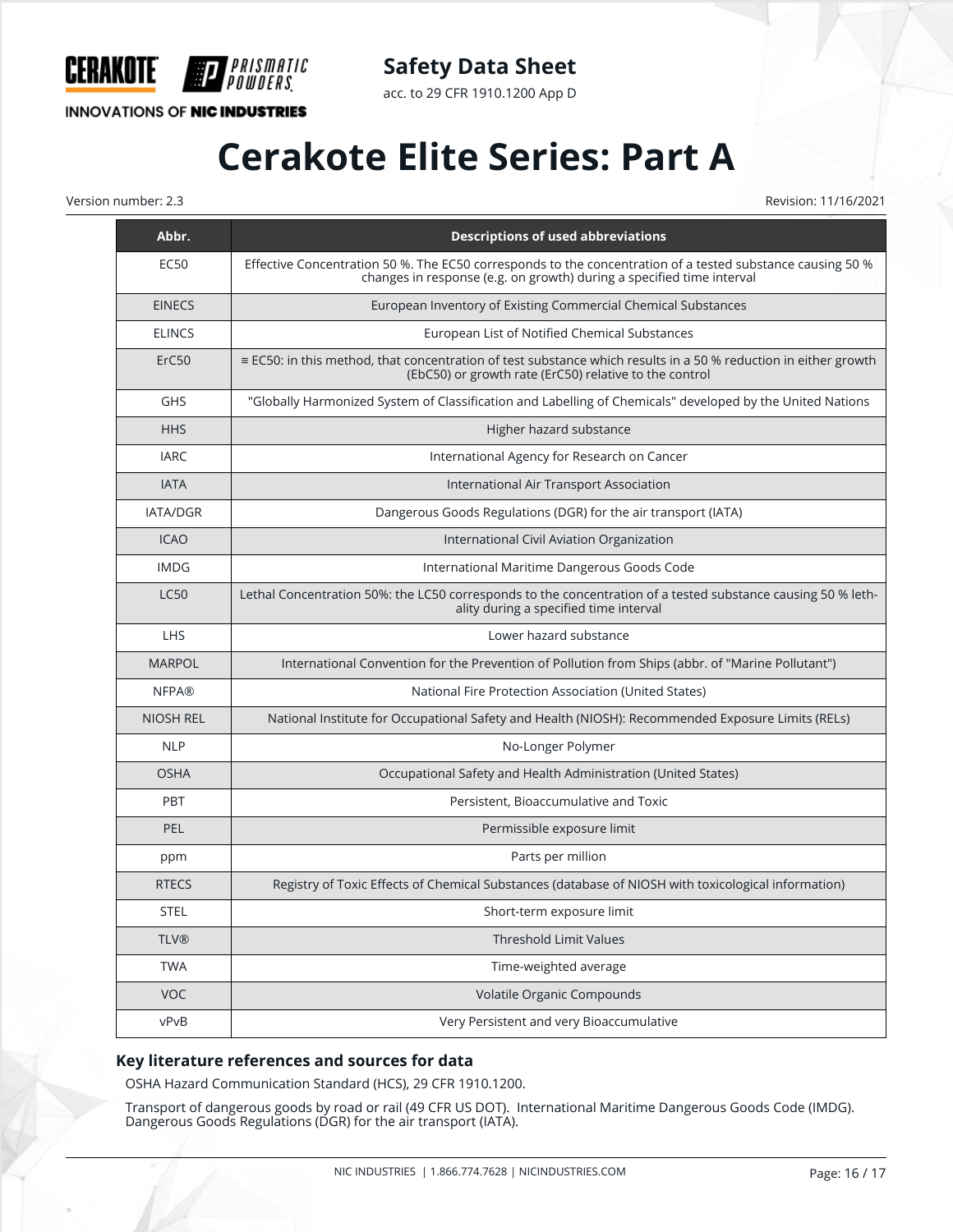| Abbr. | Descriptions of used abbreviations |
|---|---|
| EC50 | Effective Concentration 50 %. The EC50 corresponds to the concentration of a tested substance causing 50 % changes in response (e.g. on growth) during a specified time interval |
| EINECS | European Inventory of Existing Commercial Chemical Substances |
| ELINCS | European List of Notified Chemical Substances |
| ErC50 | ≡ EC50: in this method, that concentration of test substance which results in a 50 % reduction in either growth (EbC50) or growth rate (ErC50) relative to the control |
| GHS | "Globally Harmonized System of Classification and Labelling of Chemicals" developed by the United Nations |
| HHS | Higher hazard substance |
| IARC | International Agency for Research on Cancer |
| IATA | International Air Transport Association |
| IATA/DGR | Dangerous Goods Regulations (DGR) for the air transport (IATA) |
| ICAO | International Civil Aviation Organization |
| IMDG | International Maritime Dangerous Goods Code |
| LC50 | Lethal Concentration 50%: the LC50 corresponds to the concentration of a tested substance causing 50 % lethality during a specified time interval |
| LHS | Lower hazard substance |
| MARPOL | International Convention for the Prevention of Pollution from Ships (abbr. of "Marine Pollutant") |
| NFPA® | National Fire Protection Association (United States) |
| NIOSH REL | National Institute for Occupational Safety and Health (NIOSH): Recommended Exposure Limits (RELs) |
| NLP | No-Longer Polymer |
| OSHA | Occupational Safety and Health Administration (United States) |
| PBT | Persistent, Bioaccumulative and Toxic |
| PEL | Permissible exposure limit |
| ppm | Parts per million |
| RTECS | Registry of Toxic Effects of Chemical Substances (database of NIOSH with toxicological information) |
| STEL | Short-term exposure limit |
| TLV® | Threshold Limit Values |
| TWA | Time-weighted average |
| VOC | Volatile Organic Compounds |
| vPvB | Very Persistent and very Bioaccumulative |

### Key literature references and sources for data

OSHA Hazard Communication Standard (HCS), 29 CFR 1910.1200.

Transport of dangerous goods by road or rail (49 CFR US DOT). International Maritime Dangerous Goods Code (IMDG). Dangerous Goods Regulations (DGR) for the air transport (IATA).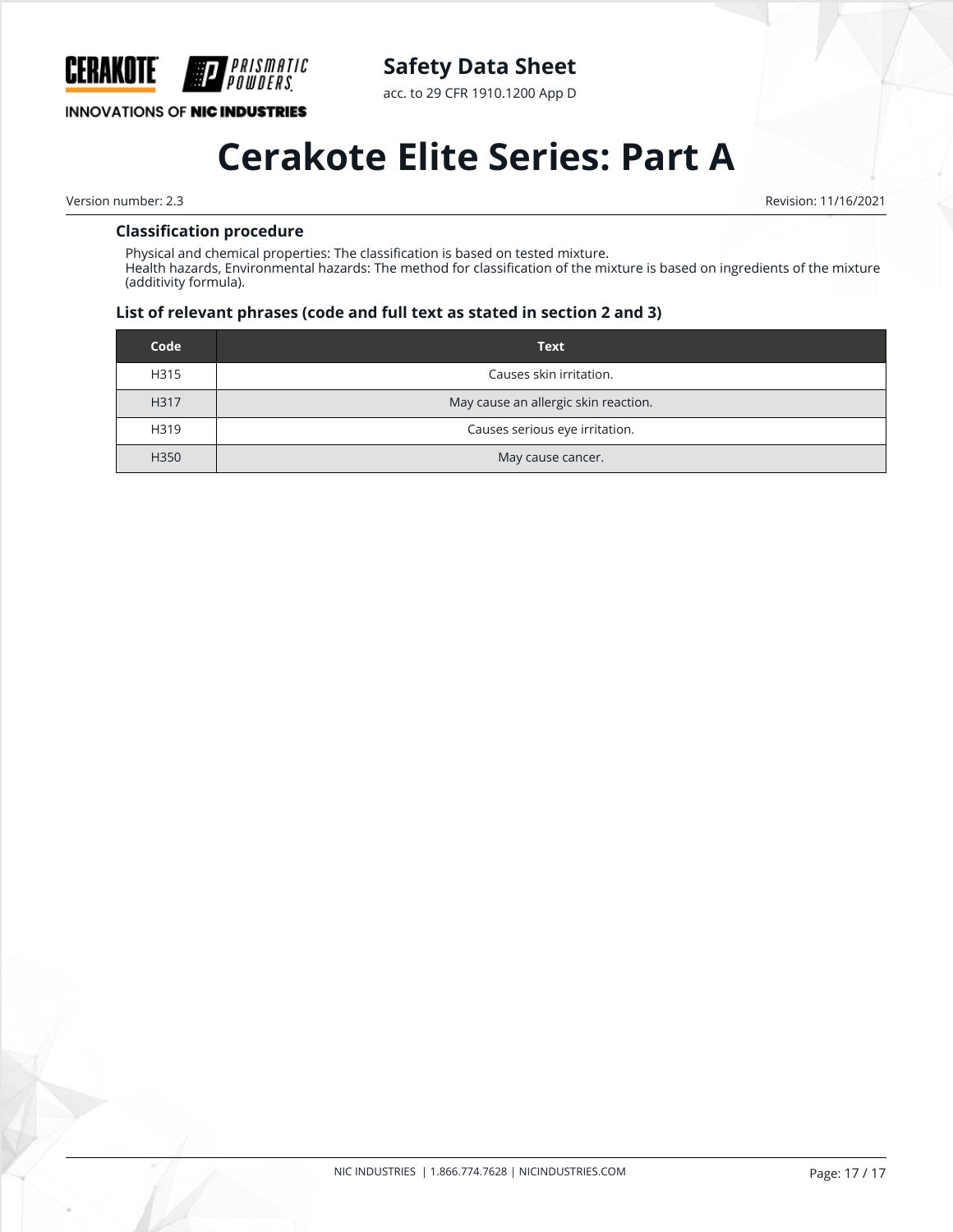### Classification procedure

Physical and chemical properties: The classification is based on tested mixture.
Health hazards, Environmental hazards: The method for classification of the mixture is based on ingredients of the mixture (additivity formula).

### List of relevant phrases (code and full text as stated in section 2 and 3)

| Code | Text |
|---|---|
| H315 | Causes skin irritation. |
| H317 | May cause an allergic skin reaction. |
| H319 | Causes serious eye irritation. |
| H350 | May cause cancer. |